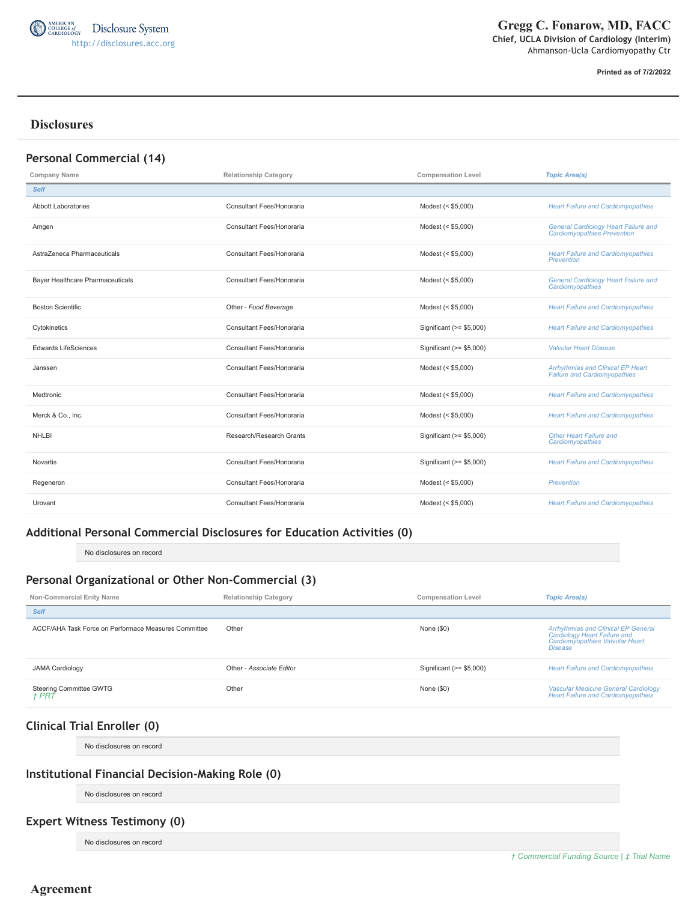American College of Cardiology Disclosure System
http://disclosures.acc.org

# Gregg C. Fonarow, MD, FACC

**Chief, UCLA Division of Cardiology (Interim)**
Ahmanson-Ucla Cardiomyopathy Ctr

**Printed as of 7/2/2022**

## Disclosures

### Personal Commercial (14)

| Company Name | Relationship Category | Compensation Level | Topic Area(s) |
|---|---|---|---|
| *Self* | | | |
| Abbott Laboratories | Consultant Fees/Honoraria | Modest (< $5,000) | *Heart Failure and Cardiomyopathies* |
| Amgen | Consultant Fees/Honoraria | Modest (< $5,000) | *General Cardiology Heart Failure and Cardiomyopathies Prevention* |
| AstraZeneca Pharmaceuticals | Consultant Fees/Honoraria | Modest (< $5,000) | *Heart Failure and Cardiomyopathies Prevention* |
| Bayer Healthcare Pharmaceuticals | Consultant Fees/Honoraria | Modest (< $5,000) | *General Cardiology Heart Failure and Cardiomyopathies* |
| Boston Scientific | Other - *Food Beverage* | Modest (< $5,000) | *Heart Failure and Cardiomyopathies* |
| Cytokinetics | Consultant Fees/Honoraria | Significant (>= $5,000) | *Heart Failure and Cardiomyopathies* |
| Edwards LifeSciences | Consultant Fees/Honoraria | Significant (>= $5,000) | *Valvular Heart Disease* |
| Janssen | Consultant Fees/Honoraria | Modest (< $5,000) | *Arrhythmias and Clinical EP Heart Failure and Cardiomyopathies* |
| Medtronic | Consultant Fees/Honoraria | Modest (< $5,000) | *Heart Failure and Cardiomyopathies* |
| Merck & Co., Inc. | Consultant Fees/Honoraria | Modest (< $5,000) | *Heart Failure and Cardiomyopathies* |
| NHLBI | Research/Research Grants | Significant (>= $5,000) | *Other Heart Failure and Cardiomyopathies* |
| Novartis | Consultant Fees/Honoraria | Significant (>= $5,000) | *Heart Failure and Cardiomyopathies* |
| Regeneron | Consultant Fees/Honoraria | Modest (< $5,000) | *Prevention* |
| Urovant | Consultant Fees/Honoraria | Modest (< $5,000) | *Heart Failure and Cardiomyopathies* |

### Additional Personal Commercial Disclosures for Education Activities (0)

No disclosures on record

### Personal Organizational or Other Non-Commercial (3)

| Non-Commercial Enity Name | Relationship Category | Compensation Level | Topic Area(s) |
|---|---|---|---|
| *Self* | | | |
| ACCF/AHA Task Force on Performace Measures Committee | Other | None ($0) | *Arrhythmias and Clinical EP General Cardiology Heart Failure and Cardiomyopathies Valvular Heart Disease* |
| JAMA Cardiology | Other - *Associate Editor* | Significant (>= $5,000) | *Heart Failure and Cardiomyopathies* |
| Steering Committee GWTG *† PRT* | Other | None ($0) | *Vascular Medicine General Cardiology Heart Failure and Cardiomyopathies* |

### Clinical Trial Enroller (0)

No disclosures on record

### Institutional Financial Decision-Making Role (0)

No disclosures on record

### Expert Witness Testimony (0)

No disclosures on record

*† Commercial Funding Source | ‡ Trial Name*

## Agreement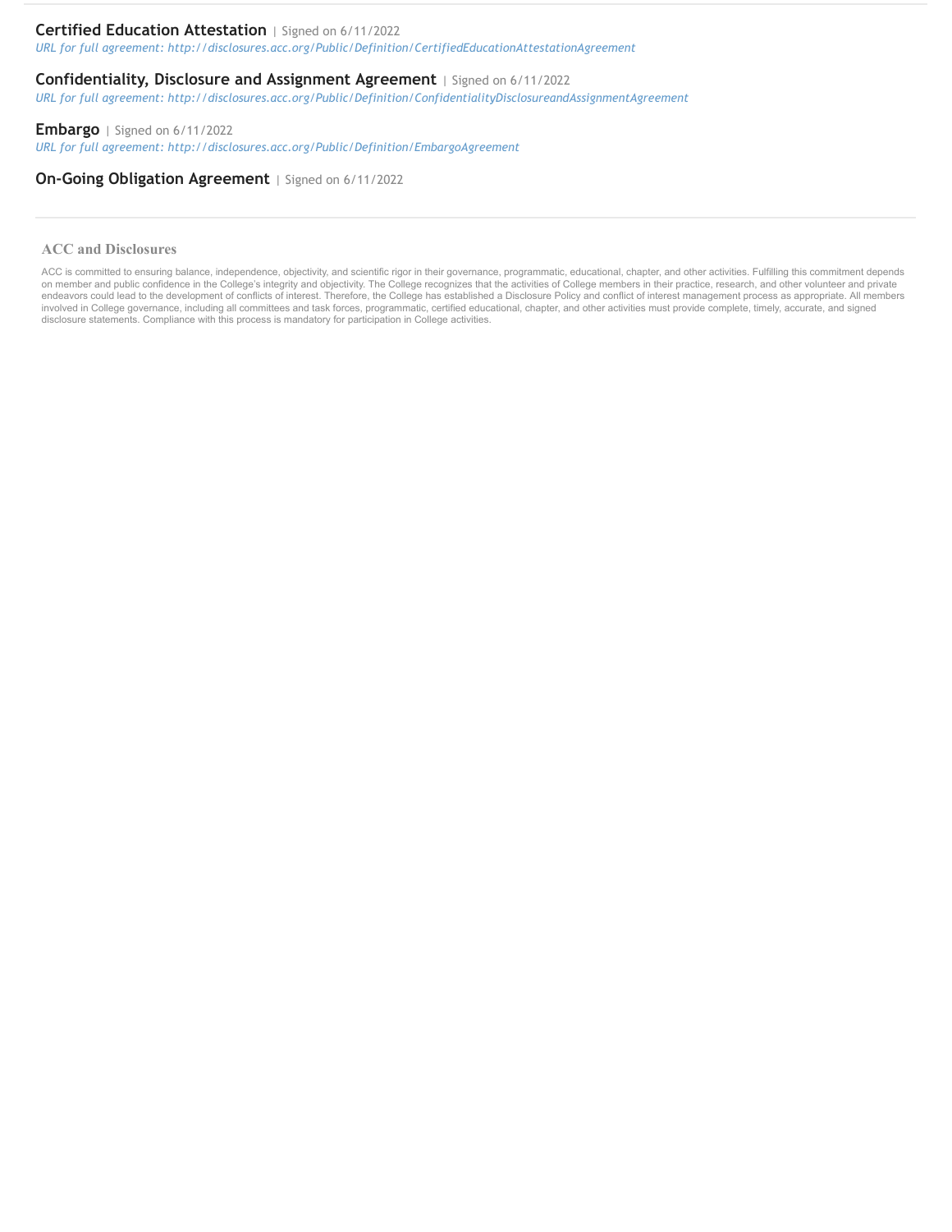**Certified Education Attestation** | Signed on 6/11/2022

*URL for full agreement: http://disclosures.acc.org/Public/Definition/CertifiedEducationAttestationAgreement*

**Confidentiality, Disclosure and Assignment Agreement** | Signed on 6/11/2022

*URL for full agreement: http://disclosures.acc.org/Public/Definition/ConfidentialityDisclosureandAssignmentAgreement*

**Embargo** | Signed on 6/11/2022

*URL for full agreement: http://disclosures.acc.org/Public/Definition/EmbargoAgreement*

**On-Going Obligation Agreement** | Signed on 6/11/2022

### ACC and Disclosures

ACC is committed to ensuring balance, independence, objectivity, and scientific rigor in their governance, programmatic, educational, chapter, and other activities. Fulfilling this commitment depends on member and public confidence in the College's integrity and objectivity. The College recognizes that the activities of College members in their practice, research, and other volunteer and private endeavors could lead to the development of conflicts of interest. Therefore, the College has established a Disclosure Policy and conflict of interest management process as appropriate. All members involved in College governance, including all committees and task forces, programmatic, certified educational, chapter, and other activities must provide complete, timely, accurate, and signed disclosure statements. Compliance with this process is mandatory for participation in College activities.